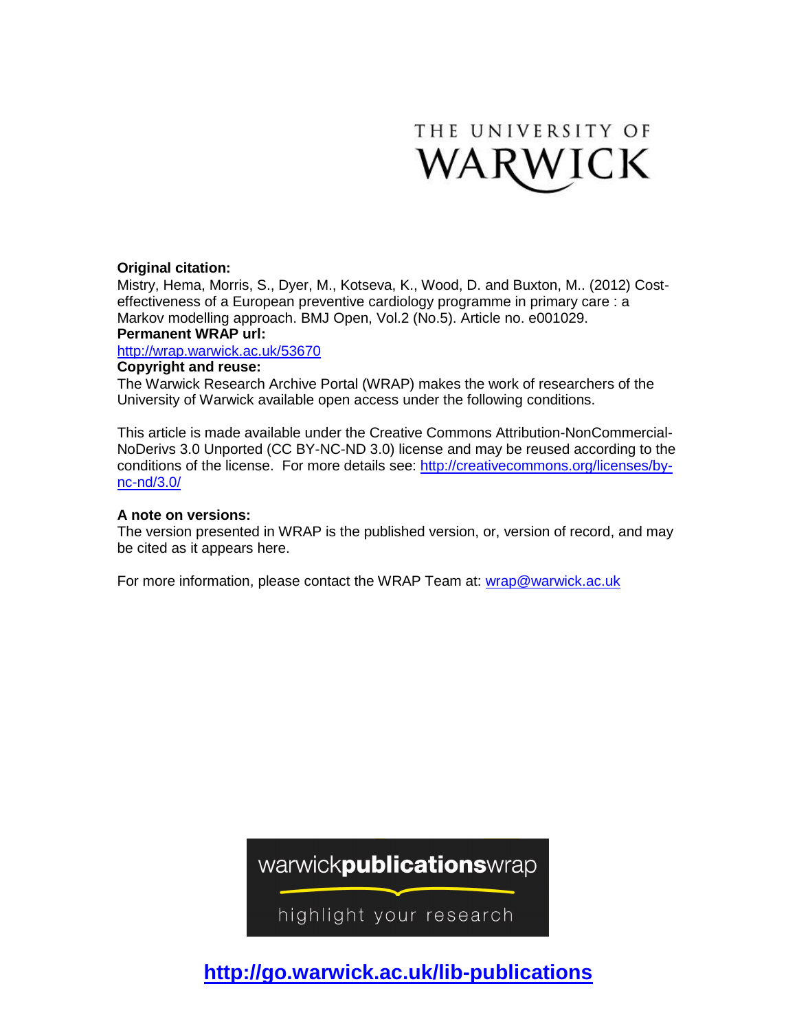THE UNIVERSITY OF WARWICK

**Original citation:**
Mistry, Hema, Morris, S., Dyer, M., Kotseva, K., Wood, D. and Buxton, M.. (2012) Cost-effectiveness of a European preventive cardiology programme in primary care : a Markov modelling approach. BMJ Open, Vol.2 (No.5). Article no. e001029.

**Permanent WRAP url:**
http://wrap.warwick.ac.uk/53670

**Copyright and reuse:**
The Warwick Research Archive Portal (WRAP) makes the work of researchers of the University of Warwick available open access under the following conditions.

This article is made available under the Creative Commons Attribution-NonCommercial-NoDerivs 3.0 Unported (CC BY-NC-ND 3.0) license and may be reused according to the conditions of the license. For more details see: http://creativecommons.org/licenses/by-nc-nd/3.0/

**A note on versions:**
The version presented in WRAP is the published version, or, version of record, and may be cited as it appears here.

For more information, please contact the WRAP Team at: wrap@warwick.ac.uk

warwick**publications**wrap

highlight your research

**http://go.warwick.ac.uk/lib-publications**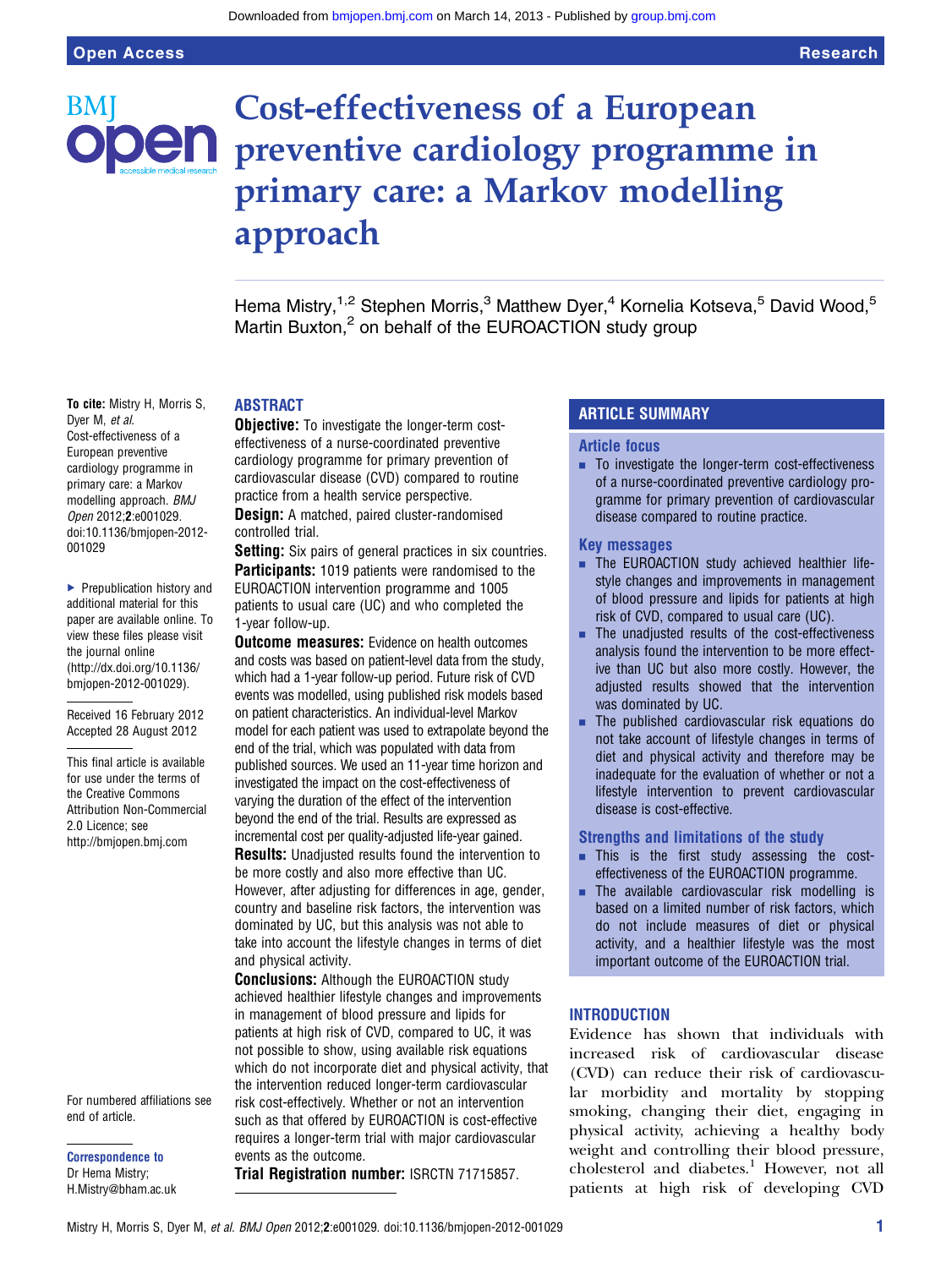# Cost-effectiveness of a European preventive cardiology programme in primary care: a Markov modelling approach

Hema Mistry,[1,2] Stephen Morris,[3] Matthew Dyer,[4] Kornelia Kotseva,[5] David Wood,[5] Martin Buxton,[2] on behalf of the EUROACTION study group

**To cite:** Mistry H, Morris S, Dyer M, *et al*. Cost-effectiveness of a European preventive cardiology programme in primary care: a Markov modelling approach. *BMJ Open* 2012;**2**:e001029. doi:10.1136/bmjopen-2012-001029

▸ Prepublication history and additional material for this paper are available online. To view these files please visit the journal online (http://dx.doi.org/10.1136/bmjopen-2012-001029).

Received 16 February 2012
Accepted 28 August 2012

This final article is available for use under the terms of the Creative Commons Attribution Non-Commercial 2.0 Licence; see http://bmjopen.bmj.com

For numbered affiliations see end of article.

**Correspondence to**
Dr Hema Mistry;
H.Mistry@bham.ac.uk

## ABSTRACT

**Objective:** To investigate the longer-term cost-effectiveness of a nurse-coordinated preventive cardiology programme for primary prevention of cardiovascular disease (CVD) compared to routine practice from a health service perspective.

**Design:** A matched, paired cluster-randomised controlled trial.

**Setting:** Six pairs of general practices in six countries.

**Participants:** 1019 patients were randomised to the EUROACTION intervention programme and 1005 patients to usual care (UC) and who completed the 1-year follow-up.

**Outcome measures:** Evidence on health outcomes and costs was based on patient-level data from the study, which had a 1-year follow-up period. Future risk of CVD events was modelled, using published risk models based on patient characteristics. An individual-level Markov model for each patient was used to extrapolate beyond the end of the trial, which was populated with data from published sources. We used an 11-year time horizon and investigated the impact on the cost-effectiveness of varying the duration of the effect of the intervention beyond the end of the trial. Results are expressed as incremental cost per quality-adjusted life-year gained.

**Results:** Unadjusted results found the intervention to be more costly and also more effective than UC. However, after adjusting for differences in age, gender, country and baseline risk factors, the intervention was dominated by UC, but this analysis was not able to take into account the lifestyle changes in terms of diet and physical activity.

**Conclusions:** Although the EUROACTION study achieved healthier lifestyle changes and improvements in management of blood pressure and lipids for patients at high risk of CVD, compared to UC, it was not possible to show, using available risk equations which do not incorporate diet and physical activity, that the intervention reduced longer-term cardiovascular risk cost-effectively. Whether or not an intervention such as that offered by EUROACTION is cost-effective requires a longer-term trial with major cardiovascular events as the outcome.

**Trial Registration number:** ISRCTN 71715857.

## ARTICLE SUMMARY

### Article focus

- To investigate the longer-term cost-effectiveness of a nurse-coordinated preventive cardiology programme for primary prevention of cardiovascular disease compared to routine practice.

### Key messages

- The EUROACTION study achieved healthier lifestyle changes and improvements in management of blood pressure and lipids for patients at high risk of CVD, compared to usual care (UC).
- The unadjusted results of the cost-effectiveness analysis found the intervention to be more effective than UC but also more costly. However, the adjusted results showed that the intervention was dominated by UC.
- The published cardiovascular risk equations do not take account of lifestyle changes in terms of diet and physical activity and therefore may be inadequate for the evaluation of whether or not a lifestyle intervention to prevent cardiovascular disease is cost-effective.

### Strengths and limitations of the study

- This is the first study assessing the cost-effectiveness of the EUROACTION programme.
- The available cardiovascular risk modelling is based on a limited number of risk factors, which do not include measures of diet or physical activity, and a healthier lifestyle was the most important outcome of the EUROACTION trial.

## INTRODUCTION

Evidence has shown that individuals with increased risk of cardiovascular disease (CVD) can reduce their risk of cardiovascular morbidity and mortality by stopping smoking, changing their diet, engaging in physical activity, achieving a healthy body weight and controlling their blood pressure, cholesterol and diabetes.[1] However, not all patients at high risk of developing CVD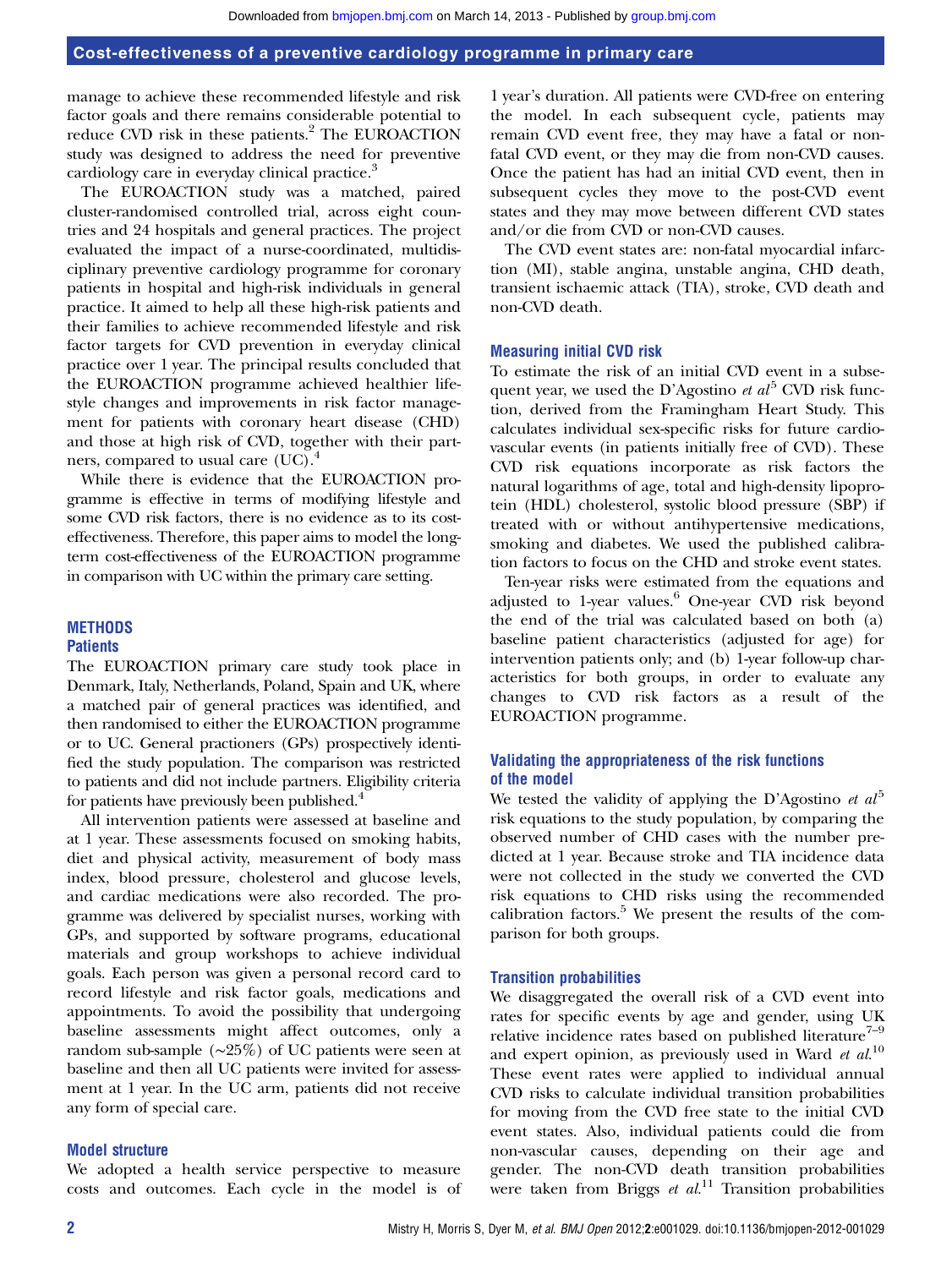manage to achieve these recommended lifestyle and risk factor goals and there remains considerable potential to reduce CVD risk in these patients.[2] The EUROACTION study was designed to address the need for preventive cardiology care in everyday clinical practice.[3]

The EUROACTION study was a matched, paired cluster-randomised controlled trial, across eight countries and 24 hospitals and general practices. The project evaluated the impact of a nurse-coordinated, multidisciplinary preventive cardiology programme for coronary patients in hospital and high-risk individuals in general practice. It aimed to help all these high-risk patients and their families to achieve recommended lifestyle and risk factor targets for CVD prevention in everyday clinical practice over 1 year. The principal results concluded that the EUROACTION programme achieved healthier lifestyle changes and improvements in risk factor management for patients with coronary heart disease (CHD) and those at high risk of CVD, together with their partners, compared to usual care (UC).[4]

While there is evidence that the EUROACTION programme is effective in terms of modifying lifestyle and some CVD risk factors, there is no evidence as to its cost-effectiveness. Therefore, this paper aims to model the long-term cost-effectiveness of the EUROACTION programme in comparison with UC within the primary care setting.

## METHODS

### Patients

The EUROACTION primary care study took place in Denmark, Italy, Netherlands, Poland, Spain and UK, where a matched pair of general practices was identified, and then randomised to either the EUROACTION programme or to UC. General practioners (GPs) prospectively identified the study population. The comparison was restricted to patients and did not include partners. Eligibility criteria for patients have previously been published.[4]

All intervention patients were assessed at baseline and at 1 year. These assessments focused on smoking habits, diet and physical activity, measurement of body mass index, blood pressure, cholesterol and glucose levels, and cardiac medications were also recorded. The programme was delivered by specialist nurses, working with GPs, and supported by software programs, educational materials and group workshops to achieve individual goals. Each person was given a personal record card to record lifestyle and risk factor goals, medications and appointments. To avoid the possibility that undergoing baseline assessments might affect outcomes, only a random sub-sample (~25%) of UC patients were seen at baseline and then all UC patients were invited for assessment at 1 year. In the UC arm, patients did not receive any form of special care.

### Model structure

We adopted a health service perspective to measure costs and outcomes. Each cycle in the model is of 1 year's duration. All patients were CVD-free on entering the model. In each subsequent cycle, patients may remain CVD event free, they may have a fatal or non-fatal CVD event, or they may die from non-CVD causes. Once the patient has had an initial CVD event, then in subsequent cycles they move to the post-CVD event states and they may move between different CVD states and/or die from CVD or non-CVD causes.

The CVD event states are: non-fatal myocardial infarction (MI), stable angina, unstable angina, CHD death, transient ischaemic attack (TIA), stroke, CVD death and non-CVD death.

### Measuring initial CVD risk

To estimate the risk of an initial CVD event in a subsequent year, we used the D'Agostino *et al*[5] CVD risk function, derived from the Framingham Heart Study. This calculates individual sex-specific risks for future cardiovascular events (in patients initially free of CVD). These CVD risk equations incorporate as risk factors the natural logarithms of age, total and high-density lipoprotein (HDL) cholesterol, systolic blood pressure (SBP) if treated with or without antihypertensive medications, smoking and diabetes. We used the published calibration factors to focus on the CHD and stroke event states.

Ten-year risks were estimated from the equations and adjusted to 1-year values.[6] One-year CVD risk beyond the end of the trial was calculated based on both (a) baseline patient characteristics (adjusted for age) for intervention patients only; and (b) 1-year follow-up characteristics for both groups, in order to evaluate any changes to CVD risk factors as a result of the EUROACTION programme.

### Validating the appropriateness of the risk functions of the model

We tested the validity of applying the D'Agostino *et al*[5] risk equations to the study population, by comparing the observed number of CHD cases with the number predicted at 1 year. Because stroke and TIA incidence data were not collected in the study we converted the CVD risk equations to CHD risks using the recommended calibration factors.[5] We present the results of the comparison for both groups.

### Transition probabilities

We disaggregated the overall risk of a CVD event into rates for specific events by age and gender, using UK relative incidence rates based on published literature[7–9] and expert opinion, as previously used in Ward *et al*.[10] These event rates were applied to individual annual CVD risks to calculate individual transition probabilities for moving from the CVD free state to the initial CVD event states. Also, individual patients could die from non-vascular causes, depending on their age and gender. The non-CVD death transition probabilities were taken from Briggs *et al*.[11] Transition probabilities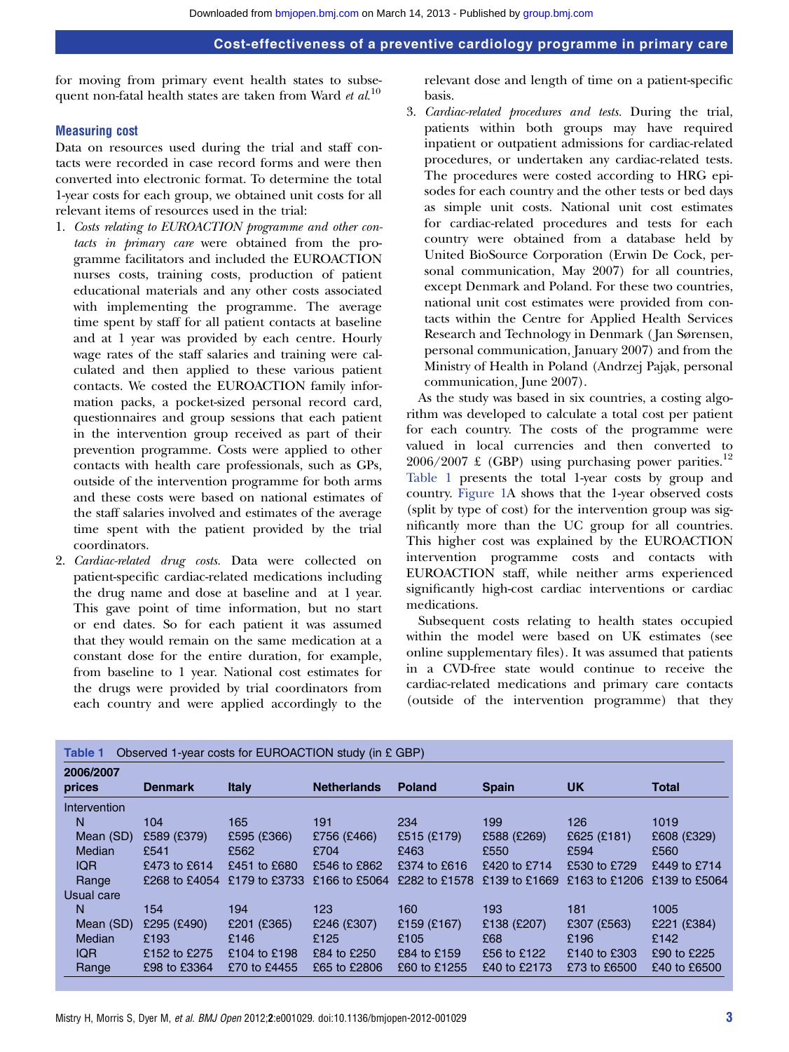for moving from primary event health states to subsequent non-fatal health states are taken from Ward *et al*.[10]

### Measuring cost

Data on resources used during the trial and staff contacts were recorded in case record forms and were then converted into electronic format. To determine the total 1-year costs for each group, we obtained unit costs for all relevant items of resources used in the trial:

1. *Costs relating to EUROACTION programme and other contacts in primary care* were obtained from the programme facilitators and included the EUROACTION nurses costs, training costs, production of patient educational materials and any other costs associated with implementing the programme. The average time spent by staff for all patient contacts at baseline and at 1 year was provided by each centre. Hourly wage rates of the staff salaries and training were calculated and then applied to these various patient contacts. We costed the EUROACTION family information packs, a pocket-sized personal record card, questionnaires and group sessions that each patient in the intervention group received as part of their prevention programme. Costs were applied to other contacts with health care professionals, such as GPs, outside of the intervention programme for both arms and these costs were based on national estimates of the staff salaries involved and estimates of the average time spent with the patient provided by the trial coordinators.
2. *Cardiac-related drug costs.* Data were collected on patient-specific cardiac-related medications including the drug name and dose at baseline and at 1 year. This gave point of time information, but no start or end dates. So for each patient it was assumed that they would remain on the same medication at a constant dose for the entire duration, for example, from baseline to 1 year. National cost estimates for the drugs were provided by trial coordinators from each country and were applied accordingly to the relevant dose and length of time on a patient-specific basis.
3. *Cardiac-related procedures and tests.* During the trial, patients within both groups may have required inpatient or outpatient admissions for cardiac-related procedures, or undertaken any cardiac-related tests. The procedures were costed according to HRG episodes for each country and the other tests or bed days as simple unit costs. National unit cost estimates for cardiac-related procedures and tests for each country were obtained from a database held by United BioSource Corporation (Erwin De Cock, personal communication, May 2007) for all countries, except Denmark and Poland. For these two countries, national unit cost estimates were provided from contacts within the Centre for Applied Health Services Research and Technology in Denmark (Jan Sørensen, personal communication, January 2007) and from the Ministry of Health in Poland (Andrzej Pająk, personal communication, June 2007).

As the study was based in six countries, a costing algorithm was developed to calculate a total cost per patient for each country. The costs of the programme were valued in local currencies and then converted to 2006/2007 £ (GBP) using purchasing power parities.[12] Table 1 presents the total 1-year costs by group and country. Figure 1A shows that the 1-year observed costs (split by type of cost) for the intervention group was significantly more than the UC group for all countries. This higher cost was explained by the EUROACTION intervention programme costs and contacts with EUROACTION staff, while neither arms experienced significantly high-cost cardiac interventions or cardiac medications.

Subsequent costs relating to health states occupied within the model were based on UK estimates (see online supplementary files). It was assumed that patients in a CVD-free state would continue to receive the cardiac-related medications and primary care contacts (outside of the intervention programme) that they

**Table 1** Observed 1-year costs for EUROACTION study (in £ GBP)

| 2006/2007 prices | Denmark | Italy | Netherlands | Poland | Spain | UK | Total |
|---|---|---|---|---|---|---|---|
| Intervention | | | | | | | |
| N | 104 | 165 | 191 | 234 | 199 | 126 | 1019 |
| Mean (SD) | £589 (£379) | £595 (£366) | £756 (£466) | £515 (£179) | £588 (£269) | £625 (£181) | £608 (£329) |
| Median | £541 | £562 | £704 | £463 | £550 | £594 | £560 |
| IQR | £473 to £614 | £451 to £680 | £546 to £862 | £374 to £616 | £420 to £714 | £530 to £729 | £449 to £714 |
| Range | £268 to £4054 | £179 to £3733 | £166 to £5064 | £282 to £1578 | £139 to £1669 | £163 to £1206 | £139 to £5064 |
| Usual care | | | | | | | |
| N | 154 | 194 | 123 | 160 | 193 | 181 | 1005 |
| Mean (SD) | £295 (£490) | £201 (£365) | £246 (£307) | £159 (£167) | £138 (£207) | £307 (£563) | £221 (£384) |
| Median | £193 | £146 | £125 | £105 | £68 | £196 | £142 |
| IQR | £152 to £275 | £104 to £198 | £84 to £250 | £84 to £159 | £56 to £122 | £140 to £303 | £90 to £225 |
| Range | £98 to £3364 | £70 to £4455 | £65 to £2806 | £60 to £1255 | £40 to £2173 | £73 to £6500 | £40 to £6500 |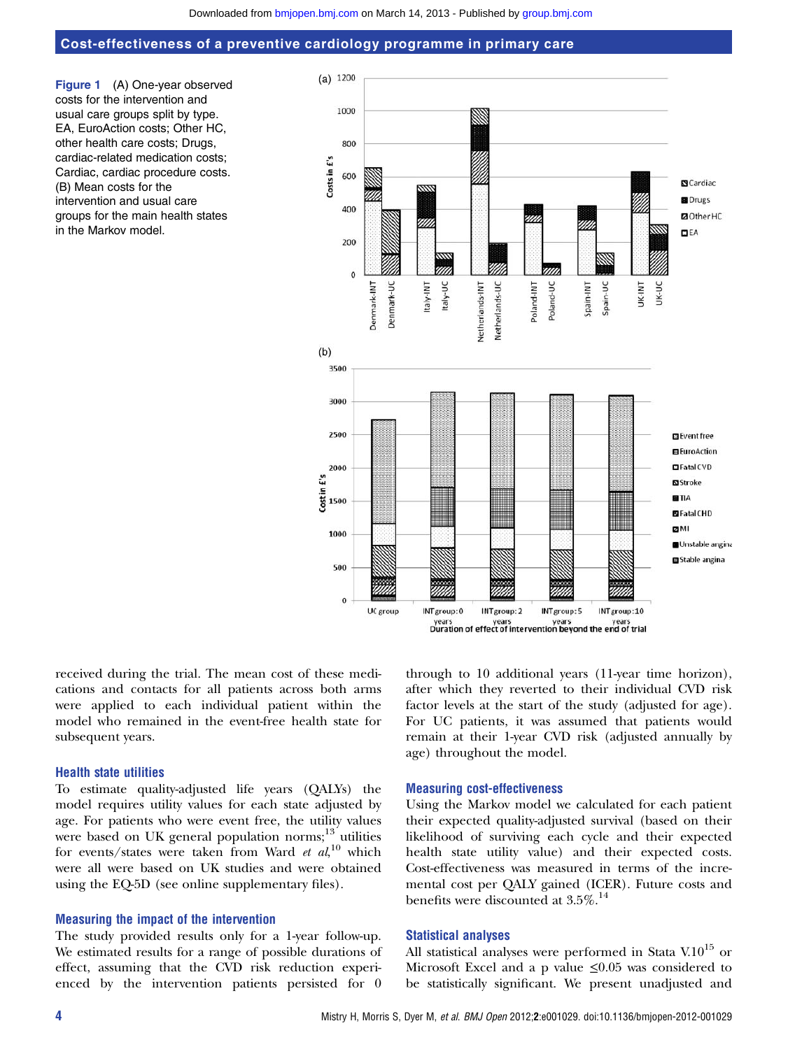**Figure 1** (A) One-year observed costs for the intervention and usual care groups split by type. EA, EuroAction costs; Other HC, other health care costs; Drugs, cardiac-related medication costs; Cardiac, cardiac procedure costs. (B) Mean costs for the intervention and usual care groups for the main health states in the Markov model.

received during the trial. The mean cost of these medications and contacts for all patients across both arms were applied to each individual patient within the model who remained in the event-free health state for subsequent years.

### Health state utilities

To estimate quality-adjusted life years (QALYs) the model requires utility values for each state adjusted by age. For patients who were event free, the utility values were based on UK general population norms;[13] utilities for events/states were taken from Ward *et al*,[10] which were all were based on UK studies and were obtained using the EQ-5D (see online supplementary files).

### Measuring the impact of the intervention

The study provided results only for a 1-year follow-up. We estimated results for a range of possible durations of effect, assuming that the CVD risk reduction experienced by the intervention patients persisted for 0 through to 10 additional years (11-year time horizon), after which they reverted to their individual CVD risk factor levels at the start of the study (adjusted for age). For UC patients, it was assumed that patients would remain at their 1-year CVD risk (adjusted annually by age) throughout the model.

### Measuring cost-effectiveness

Using the Markov model we calculated for each patient their expected quality-adjusted survival (based on their likelihood of surviving each cycle and their expected health state utility value) and their expected costs. Cost-effectiveness was measured in terms of the incremental cost per QALY gained (ICER). Future costs and benefits were discounted at 3.5%.[14]

### Statistical analyses

All statistical analyses were performed in Stata V.10[15] or Microsoft Excel and a p value $\leq 0.05$ was considered to be statistically significant. We present unadjusted and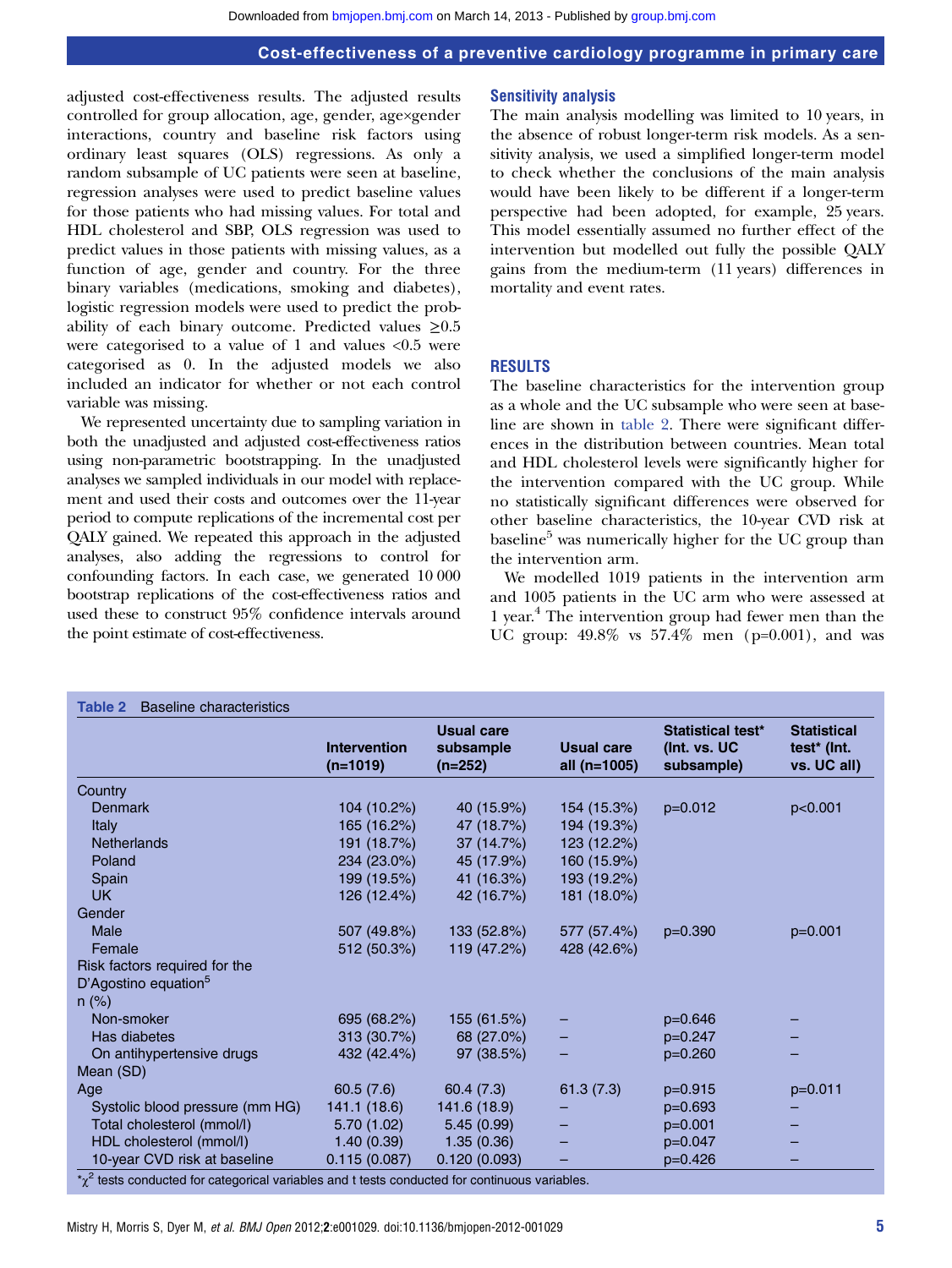adjusted cost-effectiveness results. The adjusted results controlled for group allocation, age, gender, age×gender interactions, country and baseline risk factors using ordinary least squares (OLS) regressions. As only a random subsample of UC patients were seen at baseline, regression analyses were used to predict baseline values for those patients who had missing values. For total and HDL cholesterol and SBP, OLS regression was used to predict values in those patients with missing values, as a function of age, gender and country. For the three binary variables (medications, smoking and diabetes), logistic regression models were used to predict the probability of each binary outcome. Predicted values ≥0.5 were categorised to a value of 1 and values <0.5 were categorised as 0. In the adjusted models we also included an indicator for whether or not each control variable was missing.

We represented uncertainty due to sampling variation in both the unadjusted and adjusted cost-effectiveness ratios using non-parametric bootstrapping. In the unadjusted analyses we sampled individuals in our model with replacement and used their costs and outcomes over the 11-year period to compute replications of the incremental cost per QALY gained. We repeated this approach in the adjusted analyses, also adding the regressions to control for confounding factors. In each case, we generated 10 000 bootstrap replications of the cost-effectiveness ratios and used these to construct 95% confidence intervals around the point estimate of cost-effectiveness.

### Sensitivity analysis

The main analysis modelling was limited to 10 years, in the absence of robust longer-term risk models. As a sensitivity analysis, we used a simplified longer-term model to check whether the conclusions of the main analysis would have been likely to be different if a longer-term perspective had been adopted, for example, 25 years. This model essentially assumed no further effect of the intervention but modelled out fully the possible QALY gains from the medium-term (11 years) differences in mortality and event rates.

## RESULTS

The baseline characteristics for the intervention group as a whole and the UC subsample who were seen at baseline are shown in table 2. There were significant differences in the distribution between countries. Mean total and HDL cholesterol levels were significantly higher for the intervention compared with the UC group. While no statistically significant differences were observed for other baseline characteristics, the 10-year CVD risk at baseline[5] was numerically higher for the UC group than the intervention arm.

We modelled 1019 patients in the intervention arm and 1005 patients in the UC arm who were assessed at 1 year.[4] The intervention group had fewer men than the UC group: 49.8% vs 57.4% men (p=0.001), and was

**Table 2** Baseline characteristics

| | Intervention (n=1019) | Usual care subsample (n=252) | Usual care all (n=1005) | Statistical test* (Int. vs. UC subsample) | Statistical test* (Int. vs. UC all) |
|---|---|---|---|---|---|
| Country | | | | | |
| Denmark | 104 (10.2%) | 40 (15.9%) | 154 (15.3%) | p=0.012 | p<0.001 |
| Italy | 165 (16.2%) | 47 (18.7%) | 194 (19.3%) | | |
| Netherlands | 191 (18.7%) | 37 (14.7%) | 123 (12.2%) | | |
| Poland | 234 (23.0%) | 45 (17.9%) | 160 (15.9%) | | |
| Spain | 199 (19.5%) | 41 (16.3%) | 193 (19.2%) | | |
| UK | 126 (12.4%) | 42 (16.7%) | 181 (18.0%) | | |
| Gender | | | | | |
| Male | 507 (49.8%) | 133 (52.8%) | 577 (57.4%) | p=0.390 | p=0.001 |
| Female | 512 (50.3%) | 119 (47.2%) | 428 (42.6%) | | |
| Risk factors required for the D'Agostino equation[5] | | | | | |
| n (%) | | | | | |
| Non-smoker | 695 (68.2%) | 155 (61.5%) | – | p=0.646 | – |
| Has diabetes | 313 (30.7%) | 68 (27.0%) | – | p=0.247 | – |
| On antihypertensive drugs | 432 (42.4%) | 97 (38.5%) | – | p=0.260 | – |
| Mean (SD) | | | | | |
| Age | 60.5 (7.6) | 60.4 (7.3) | 61.3 (7.3) | p=0.915 | p=0.011 |
| Systolic blood pressure (mm HG) | 141.1 (18.6) | 141.6 (18.9) | – | p=0.693 | – |
| Total cholesterol (mmol/l) | 5.70 (1.02) | 5.45 (0.99) | – | p=0.001 | – |
| HDL cholesterol (mmol/l) | 1.40 (0.39) | 1.35 (0.36) | – | p=0.047 | – |
| 10-year CVD risk at baseline | 0.115 (0.087) | 0.120 (0.093) | – | p=0.426 | – |

*$\chi^2$ tests conducted for categorical variables and t tests conducted for continuous variables.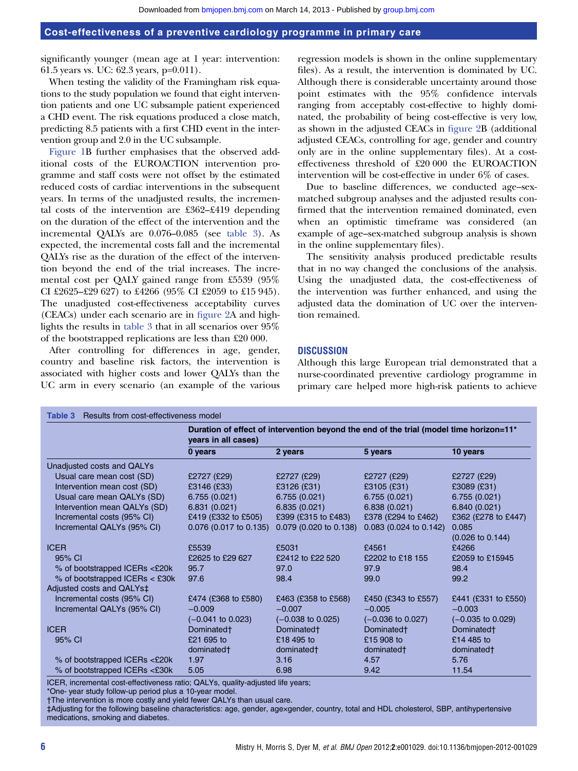significantly younger (mean age at 1 year: intervention: 61.5 years vs. UC: 62.3 years, p=0.011).

When testing the validity of the Framingham risk equations to the study population we found that eight intervention patients and one UC subsample patient experienced a CHD event. The risk equations produced a close match, predicting 8.5 patients with a first CHD event in the intervention group and 2.0 in the UC subsample.

Figure 1B further emphasises that the observed additional costs of the EUROACTION intervention programme and staff costs were not offset by the estimated reduced costs of cardiac interventions in the subsequent years. In terms of the unadjusted results, the incremental costs of the intervention are £362–£419 depending on the duration of the effect of the intervention and the incremental QALYs are 0.076–0.085 (see table 3). As expected, the incremental costs fall and the incremental QALYs rise as the duration of the effect of the intervention beyond the end of the trial increases. The incremental cost per QALY gained range from £5539 (95% CI £2625–£29 627) to £4266 (95% CI £2059 to £15 945). The unadjusted cost-effectiveness acceptability curves (CEACs) under each scenario are in figure 2A and highlights the results in table 3 that in all scenarios over 95% of the bootstrapped replications are less than £20 000.

After controlling for differences in age, gender, country and baseline risk factors, the intervention is associated with higher costs and lower QALYs than the UC arm in every scenario (an example of the various regression models is shown in the online supplementary files). As a result, the intervention is dominated by UC. Although there is considerable uncertainty around those point estimates with the 95% confidence intervals ranging from acceptably cost-effective to highly dominated, the probability of being cost-effective is very low, as shown in the adjusted CEACs in figure 2B (additional adjusted CEACs, controlling for age, gender and country only are in the online supplementary files). At a cost-effectiveness threshold of £20 000 the EUROACTION intervention will be cost-effective in under 6% of cases.

Due to baseline differences, we conducted age–sex-matched subgroup analyses and the adjusted results confirmed that the intervention remained dominated, even when an optimistic timeframe was considered (an example of age–sex-matched subgroup analysis is shown in the online supplementary files).

The sensitivity analysis produced predictable results that in no way changed the conclusions of the analysis. Using the unadjusted data, the cost-effectiveness of the intervention was further enhanced, and using the adjusted data the domination of UC over the intervention remained.

## DISCUSSION

Although this large European trial demonstrated that a nurse-coordinated preventive cardiology programme in primary care helped more high-risk patients to achieve

**Table 3** Results from cost-effectiveness model

| | Duration of effect of intervention beyond the end of the trial (model time horizon=11* years in all cases) | | | |
|---|---|---|---|---|
| | **0 years** | **2 years** | **5 years** | **10 years** |
| Unadjusted costs and QALYs | | | | |
| Usual care mean cost (SD) | £2727 (£29) | £2727 (£29) | £2727 (£29) | £2727 (£29) |
| Intervention mean cost (SD) | £3146 (£33) | £3126 (£31) | £3105 (£31) | £3089 (£31) |
| Usual care mean QALYs (SD) | 6.755 (0.021) | 6.755 (0.021) | 6.755 (0.021) | 6.755 (0.021) |
| Intervention mean QALYs (SD) | 6.831 (0.021) | 6.835 (0.021) | 6.838 (0.021) | 6.840 (0.021) |
| Incremental costs (95% CI) | £419 (£332 to £505) | £399 (£315 to £483) | £378 (£294 to £462) | £362 (£278 to £447) |
| Incremental QALYs (95% CI) | 0.076 (0.017 to 0.135) | 0.079 (0.020 to 0.138) | 0.083 (0.024 to 0.142) | 0.085 (0.026 to 0.144) |
| ICER | £5539 | £5031 | £4561 | £4266 |
| 95% CI | £2625 to £29 627 | £2412 to £22 520 | £2202 to £18 155 | £2059 to £15945 |
| % of bootstrapped ICERs <£20k | 95.7 | 97.0 | 97.9 | 98.4 |
| % of bootstrapped ICERs < £30k | 97.6 | 98.4 | 99.0 | 99.2 |
| Adjusted costs and QALYs‡ | | | | |
| Incremental costs (95% CI) | £474 (£368 to £580) | £463 (£358 to £568) | £450 (£343 to £557) | £441 (£331 to £550) |
| Incremental QALYs (95% CI) | −0.009 (−0.041 to 0.023) | −0.007 (−0.038 to 0.025) | −0.005 (−0.036 to 0.027) | −0.003 (−0.035 to 0.029) |
| ICER | Dominated† | Dominated† | Dominated† | Dominated† |
| 95% CI | £21 695 to dominated† | £18 495 to dominated† | £15 908 to dominated† | £14 485 to dominated† |
| % of bootstrapped ICERs <£20k | 1.97 | 3.16 | 4.57 | 5.76 |
| % of bootstrapped ICERs <£30k | 5.05 | 6.98 | 9.42 | 11.54 |

ICER, incremental cost-effectiveness ratio; QALYs, quality-adjusted life years;
*One- year study follow-up period plus a 10-year model.
†The intervention is more costly and yield fewer QALYs than usual care.
‡Adjusting for the following baseline characteristics: age, gender, age×gender, country, total and HDL cholesterol, SBP, antihypertensive medications, smoking and diabetes.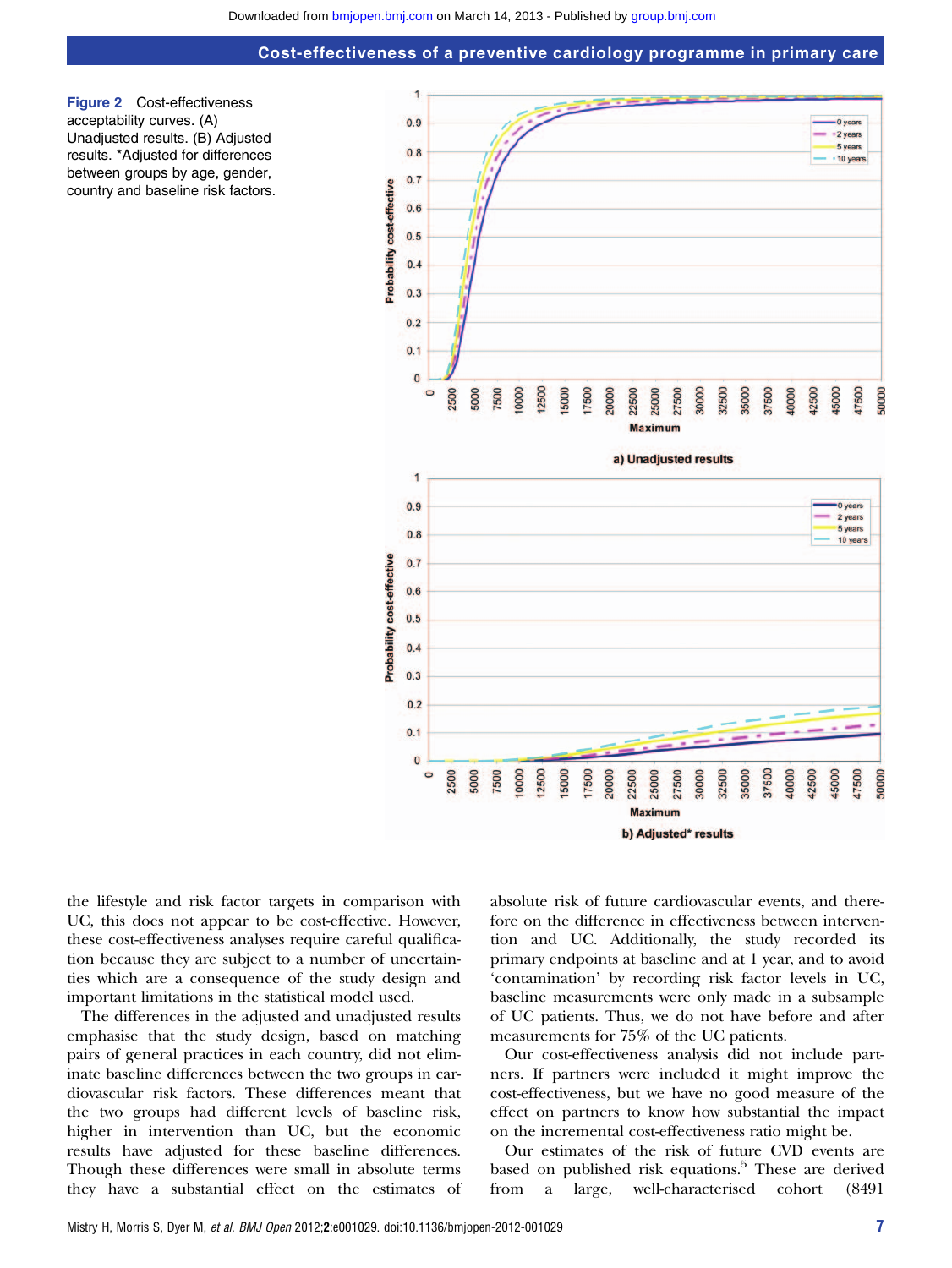**Figure 2** Cost-effectiveness acceptability curves. (A) Unadjusted results. (B) Adjusted results. *Adjusted for differences between groups by age, gender, country and baseline risk factors.

the lifestyle and risk factor targets in comparison with UC, this does not appear to be cost-effective. However, these cost-effectiveness analyses require careful qualification because they are subject to a number of uncertainties which are a consequence of the study design and important limitations in the statistical model used.

The differences in the adjusted and unadjusted results emphasise that the study design, based on matching pairs of general practices in each country, did not eliminate baseline differences between the two groups in cardiovascular risk factors. These differences meant that the two groups had different levels of baseline risk, higher in intervention than UC, but the economic results have adjusted for these baseline differences. Though these differences were small in absolute terms they have a substantial effect on the estimates of absolute risk of future cardiovascular events, and therefore on the difference in effectiveness between intervention and UC. Additionally, the study recorded its primary endpoints at baseline and at 1 year, and to avoid 'contamination' by recording risk factor levels in UC, baseline measurements were only made in a subsample of UC patients. Thus, we do not have before and after measurements for 75% of the UC patients.

Our cost-effectiveness analysis did not include partners. If partners were included it might improve the cost-effectiveness, but we have no good measure of the effect on partners to know how substantial the impact on the incremental cost-effectiveness ratio might be.

Our estimates of the risk of future CVD events are based on published risk equations.[5] These are derived from a large, well-characterised cohort (8491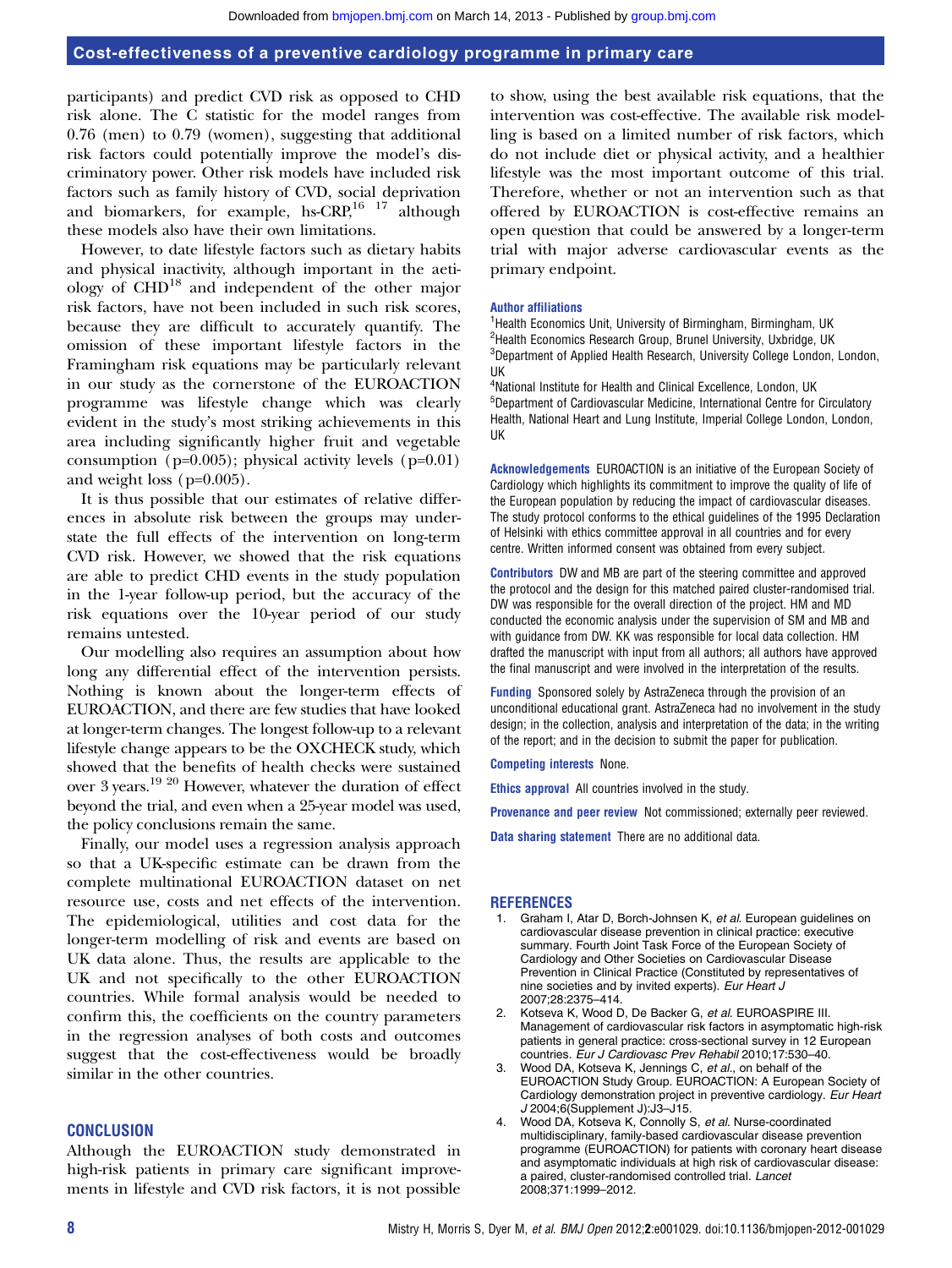participants) and predict CVD risk as opposed to CHD risk alone. The C statistic for the model ranges from 0.76 (men) to 0.79 (women), suggesting that additional risk factors could potentially improve the model's discriminatory power. Other risk models have included risk factors such as family history of CVD, social deprivation and biomarkers, for example, hs-CRP,[16 17] although these models also have their own limitations.

However, to date lifestyle factors such as dietary habits and physical inactivity, although important in the aetiology of CHD[18] and independent of the other major risk factors, have not been included in such risk scores, because they are difficult to accurately quantify. The omission of these important lifestyle factors in the Framingham risk equations may be particularly relevant in our study as the cornerstone of the EUROACTION programme was lifestyle change which was clearly evident in the study's most striking achievements in this area including significantly higher fruit and vegetable consumption (p=0.005); physical activity levels (p=0.01) and weight loss (p=0.005).

It is thus possible that our estimates of relative differences in absolute risk between the groups may understate the full effects of the intervention on long-term CVD risk. However, we showed that the risk equations are able to predict CHD events in the study population in the 1-year follow-up period, but the accuracy of the risk equations over the 10-year period of our study remains untested.

Our modelling also requires an assumption about how long any differential effect of the intervention persists. Nothing is known about the longer-term effects of EUROACTION, and there are few studies that have looked at longer-term changes. The longest follow-up to a relevant lifestyle change appears to be the OXCHECK study, which showed that the benefits of health checks were sustained over 3 years.[19 20] However, whatever the duration of effect beyond the trial, and even when a 25-year model was used, the policy conclusions remain the same.

Finally, our model uses a regression analysis approach so that a UK-specific estimate can be drawn from the complete multinational EUROACTION dataset on net resource use, costs and net effects of the intervention. The epidemiological, utilities and cost data for the longer-term modelling of risk and events are based on UK data alone. Thus, the results are applicable to the UK and not specifically to the other EUROACTION countries. While formal analysis would be needed to confirm this, the coefficients on the country parameters in the regression analyses of both costs and outcomes suggest that the cost-effectiveness would be broadly similar in the other countries.

## CONCLUSION

Although the EUROACTION study demonstrated in high-risk patients in primary care significant improvements in lifestyle and CVD risk factors, it is not possible to show, using the best available risk equations, that the intervention was cost-effective. The available risk modelling is based on a limited number of risk factors, which do not include diet or physical activity, and a healthier lifestyle was the most important outcome of this trial. Therefore, whether or not an intervention such as that offered by EUROACTION is cost-effective remains an open question that could be answered by a longer-term trial with major adverse cardiovascular events as the primary endpoint.

**Author affiliations**

[1]Health Economics Unit, University of Birmingham, Birmingham, UK
[2]Health Economics Research Group, Brunel University, Uxbridge, UK
[3]Department of Applied Health Research, University College London, London, UK
[4]National Institute for Health and Clinical Excellence, London, UK
[5]Department of Cardiovascular Medicine, International Centre for Circulatory Health, National Heart and Lung Institute, Imperial College London, London, UK

**Acknowledgements** EUROACTION is an initiative of the European Society of Cardiology which highlights its commitment to improve the quality of life of the European population by reducing the impact of cardiovascular diseases. The study protocol conforms to the ethical guidelines of the 1995 Declaration of Helsinki with ethics committee approval in all countries and for every centre. Written informed consent was obtained from every subject.

**Contributors** DW and MB are part of the steering committee and approved the protocol and the design for this matched paired cluster-randomised trial. DW was responsible for the overall direction of the project. HM and MD conducted the economic analysis under the supervision of SM and MB and with guidance from DW. KK was responsible for local data collection. HM drafted the manuscript with input from all authors; all authors have approved the final manuscript and were involved in the interpretation of the results.

**Funding** Sponsored solely by AstraZeneca through the provision of an unconditional educational grant. AstraZeneca had no involvement in the study design; in the collection, analysis and interpretation of the data; in the writing of the report; and in the decision to submit the paper for publication.

**Competing interests** None.

**Ethics approval** All countries involved in the study.

**Provenance and peer review** Not commissioned; externally peer reviewed.

**Data sharing statement** There are no additional data.

## REFERENCES

1. Graham I, Atar D, Borch-Johnsen K, *et al*. European guidelines on cardiovascular disease prevention in clinical practice: executive summary. Fourth Joint Task Force of the European Society of Cardiology and Other Societies on Cardiovascular Disease Prevention in Clinical Practice (Constituted by representatives of nine societies and by invited experts). *Eur Heart J* 2007;28:2375–414.
2. Kotseva K, Wood D, De Backer G, *et al*. EUROASPIRE III. Management of cardiovascular risk factors in asymptomatic high-risk patients in general practice: cross-sectional survey in 12 European countries. *Eur J Cardiovasc Prev Rehabil* 2010;17:530–40.
3. Wood DA, Kotseva K, Jennings C, *et al*., on behalf of the EUROACTION Study Group. EUROACTION: A European Society of Cardiology demonstration project in preventive cardiology. *Eur Heart J* 2004;6(Supplement J):J3–J15.
4. Wood DA, Kotseva K, Connolly S, *et al*. Nurse-coordinated multidisciplinary, family-based cardiovascular disease prevention programme (EUROACTION) for patients with coronary heart disease and asymptomatic individuals at high risk of cardiovascular disease: a paired, cluster-randomised controlled trial. *Lancet* 2008;371:1999–2012.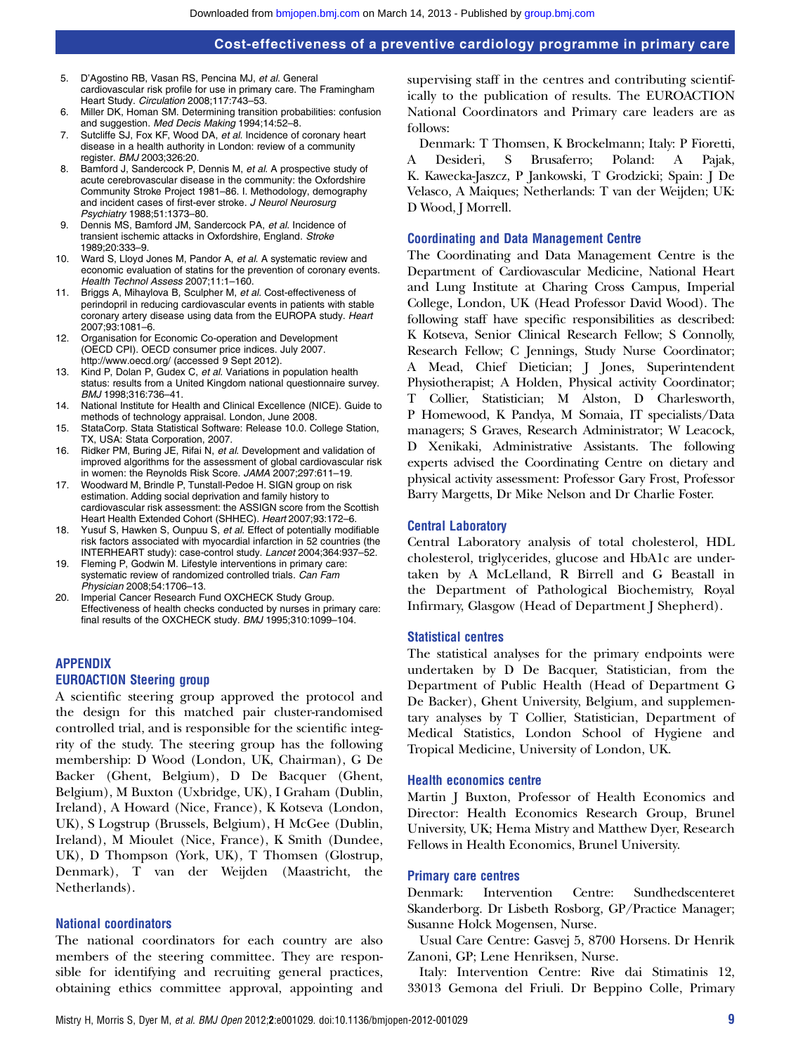5. D'Agostino RB, Vasan RS, Pencina MJ, *et al*. General cardiovascular risk profile for use in primary care. The Framingham Heart Study. *Circulation* 2008;117:743–53.
6. Miller DK, Homan SM. Determining transition probabilities: confusion and suggestion. *Med Decis Making* 1994;14:52–8.
7. Sutcliffe SJ, Fox KF, Wood DA, *et al*. Incidence of coronary heart disease in a health authority in London: review of a community register. *BMJ* 2003;326:20.
8. Bamford J, Sandercock P, Dennis M, *et al*. A prospective study of acute cerebrovascular disease in the community: the Oxfordshire Community Stroke Project 1981–86. I. Methodology, demography and incident cases of first-ever stroke. *J Neurol Neurosurg Psychiatry* 1988;51:1373–80.
9. Dennis MS, Bamford JM, Sandercock PA, *et al*. Incidence of transient ischemic attacks in Oxfordshire, England. *Stroke* 1989;20:333–9.
10. Ward S, Lloyd Jones M, Pandor A, *et al*. A systematic review and economic evaluation of statins for the prevention of coronary events. *Health Technol Assess* 2007;11:1–160.
11. Briggs A, Mihaylova B, Sculpher M, *et al*. Cost-effectiveness of perindopril in reducing cardiovascular events in patients with stable coronary artery disease using data from the EUROPA study. *Heart* 2007;93:1081–6.
12. Organisation for Economic Co-operation and Development (OECD CPI). OECD consumer price indices. July 2007. http://www.oecd.org/ (accessed 9 Sept 2012).
13. Kind P, Dolan P, Gudex C, *et al*. Variations in population health status: results from a United Kingdom national questionnaire survey. *BMJ* 1998;316:736–41.
14. National Institute for Health and Clinical Excellence (NICE). Guide to methods of technology appraisal. London, June 2008.
15. StataCorp. Stata Statistical Software: Release 10.0. College Station, TX, USA: Stata Corporation, 2007.
16. Ridker PM, Buring JE, Rifai N, *et al*. Development and validation of improved algorithms for the assessment of global cardiovascular risk in women: the Reynolds Risk Score. *JAMA* 2007;297:611–19.
17. Woodward M, Brindle P, Tunstall-Pedoe H. SIGN group on risk estimation. Adding social deprivation and family history to cardiovascular risk assessment: the ASSIGN score from the Scottish Heart Health Extended Cohort (SHHEC). *Heart* 2007;93:172–6.
18. Yusuf S, Hawken S, Ounpuu S, *et al*. Effect of potentially modifiable risk factors associated with myocardial infarction in 52 countries (the INTERHEART study): case-control study. *Lancet* 2004;364:937–52.
19. Fleming P, Godwin M. Lifestyle interventions in primary care: systematic review of randomized controlled trials. *Can Fam Physician* 2008;54:1706–13.
20. Imperial Cancer Research Fund OXCHECK Study Group. Effectiveness of health checks conducted by nurses in primary care: final results of the OXCHECK study. *BMJ* 1995;310:1099–104.

## APPENDIX

### EUROACTION Steering group

A scientific steering group approved the protocol and the design for this matched pair cluster-randomised controlled trial, and is responsible for the scientific integrity of the study. The steering group has the following membership: D Wood (London, UK, Chairman), G De Backer (Ghent, Belgium), D De Bacquer (Ghent, Belgium), M Buxton (Uxbridge, UK), I Graham (Dublin, Ireland), A Howard (Nice, France), K Kotseva (London, UK), S Logstrup (Brussels, Belgium), H McGee (Dublin, Ireland), M Mioulet (Nice, France), K Smith (Dundee, UK), D Thompson (York, UK), T Thomsen (Glostrup, Denmark), T van der Weijden (Maastricht, the Netherlands).

### National coordinators

The national coordinators for each country are also members of the steering committee. They are responsible for identifying and recruiting general practices, obtaining ethics committee approval, appointing and supervising staff in the centres and contributing scientifically to the publication of results. The EUROACTION National Coordinators and Primary care leaders are as follows:

Denmark: T Thomsen, K Brockelmann; Italy: P Fioretti, A Desideri, S Brusaferro; Poland: A Pajak, K. Kawecka-Jaszcz, P Jankowski, T Grodzicki; Spain: J De Velasco, A Maiques; Netherlands: T van der Weijden; UK: D Wood, J Morrell.

### Coordinating and Data Management Centre

The Coordinating and Data Management Centre is the Department of Cardiovascular Medicine, National Heart and Lung Institute at Charing Cross Campus, Imperial College, London, UK (Head Professor David Wood). The following staff have specific responsibilities as described: K Kotseva, Senior Clinical Research Fellow; S Connolly, Research Fellow; C Jennings, Study Nurse Coordinator; A Mead, Chief Dietician; J Jones, Superintendent Physiotherapist; A Holden, Physical activity Coordinator; T Collier, Statistician; M Alston, D Charlesworth, P Homewood, K Pandya, M Somaia, IT specialists/Data managers; S Graves, Research Administrator; W Leacock, D Xenikaki, Administrative Assistants. The following experts advised the Coordinating Centre on dietary and physical activity assessment: Professor Gary Frost, Professor Barry Margetts, Dr Mike Nelson and Dr Charlie Foster.

### Central Laboratory

Central Laboratory analysis of total cholesterol, HDL cholesterol, triglycerides, glucose and HbA1c are undertaken by A McLelland, R Birrell and G Beastall in the Department of Pathological Biochemistry, Royal Infirmary, Glasgow (Head of Department J Shepherd).

### Statistical centres

The statistical analyses for the primary endpoints were undertaken by D De Bacquer, Statistician, from the Department of Public Health (Head of Department G De Backer), Ghent University, Belgium, and supplementary analyses by T Collier, Statistician, Department of Medical Statistics, London School of Hygiene and Tropical Medicine, University of London, UK.

### Health economics centre

Martin J Buxton, Professor of Health Economics and Director: Health Economics Research Group, Brunel University, UK; Hema Mistry and Matthew Dyer, Research Fellows in Health Economics, Brunel University.

### Primary care centres

Denmark: Intervention Centre: Sundhedscenteret Skanderborg. Dr Lisbeth Rosborg, GP/Practice Manager; Susanne Holck Mogensen, Nurse.

Usual Care Centre: Gasvej 5, 8700 Horsens. Dr Henrik Zanoni, GP; Lene Henriksen, Nurse.

Italy: Intervention Centre: Rive dai Stimatinis 12, 33013 Gemona del Friuli. Dr Beppino Colle, Primary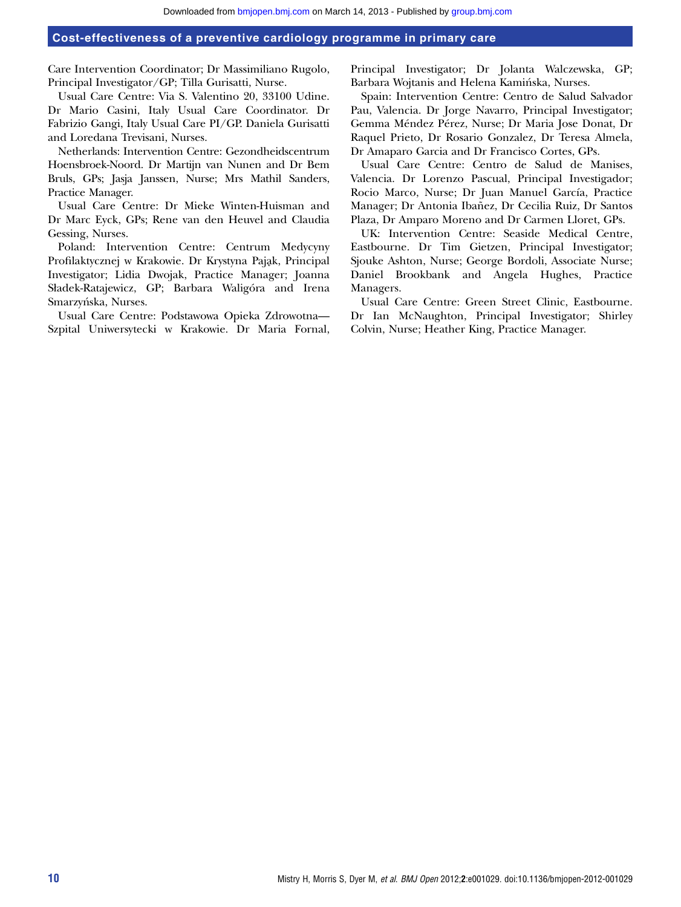Care Intervention Coordinator; Dr Massimiliano Rugolo, Principal Investigator/GP; Tilla Gurisatti, Nurse.

Usual Care Centre: Via S. Valentino 20, 33100 Udine. Dr Mario Casini, Italy Usual Care Coordinator. Dr Fabrizio Gangi, Italy Usual Care PI/GP. Daniela Gurisatti and Loredana Trevisani, Nurses.

Netherlands: Intervention Centre: Gezondheidscentrum Hoensbroek-Noord. Dr Martijn van Nunen and Dr Bem Bruls, GPs; Jasja Janssen, Nurse; Mrs Mathil Sanders, Practice Manager.

Usual Care Centre: Dr Mieke Winten-Huisman and Dr Marc Eyck, GPs; Rene van den Heuvel and Claudia Gessing, Nurses.

Poland: Intervention Centre: Centrum Medycyny Profilaktycznej w Krakowie. Dr Krystyna Pająk, Principal Investigator; Lidia Dwojak, Practice Manager; Joanna Sładek-Ratajewicz, GP; Barbara Waligóra and Irena Smarzyńska, Nurses.

Usual Care Centre: Podstawowa Opieka Zdrowotna—Szpital Uniwersytecki w Krakowie. Dr Maria Fornal, Principal Investigator; Dr Jolanta Walczewska, GP; Barbara Wojtanis and Helena Kamińska, Nurses.

Spain: Intervention Centre: Centro de Salud Salvador Pau, Valencia. Dr Jorge Navarro, Principal Investigator; Gemma Méndez Pérez, Nurse; Dr Maria Jose Donat, Dr Raquel Prieto, Dr Rosario Gonzalez, Dr Teresa Almela, Dr Amaparo Garcia and Dr Francisco Cortes, GPs.

Usual Care Centre: Centro de Salud de Manises, Valencia. Dr Lorenzo Pascual, Principal Investigador; Rocio Marco, Nurse; Dr Juan Manuel García, Practice Manager; Dr Antonia Ibañez, Dr Cecilia Ruiz, Dr Santos Plaza, Dr Amparo Moreno and Dr Carmen Lloret, GPs.

UK: Intervention Centre: Seaside Medical Centre, Eastbourne. Dr Tim Gietzen, Principal Investigator; Sjouke Ashton, Nurse; George Bordoli, Associate Nurse; Daniel Brookbank and Angela Hughes, Practice Managers.

Usual Care Centre: Green Street Clinic, Eastbourne. Dr Ian McNaughton, Principal Investigator; Shirley Colvin, Nurse; Heather King, Practice Manager.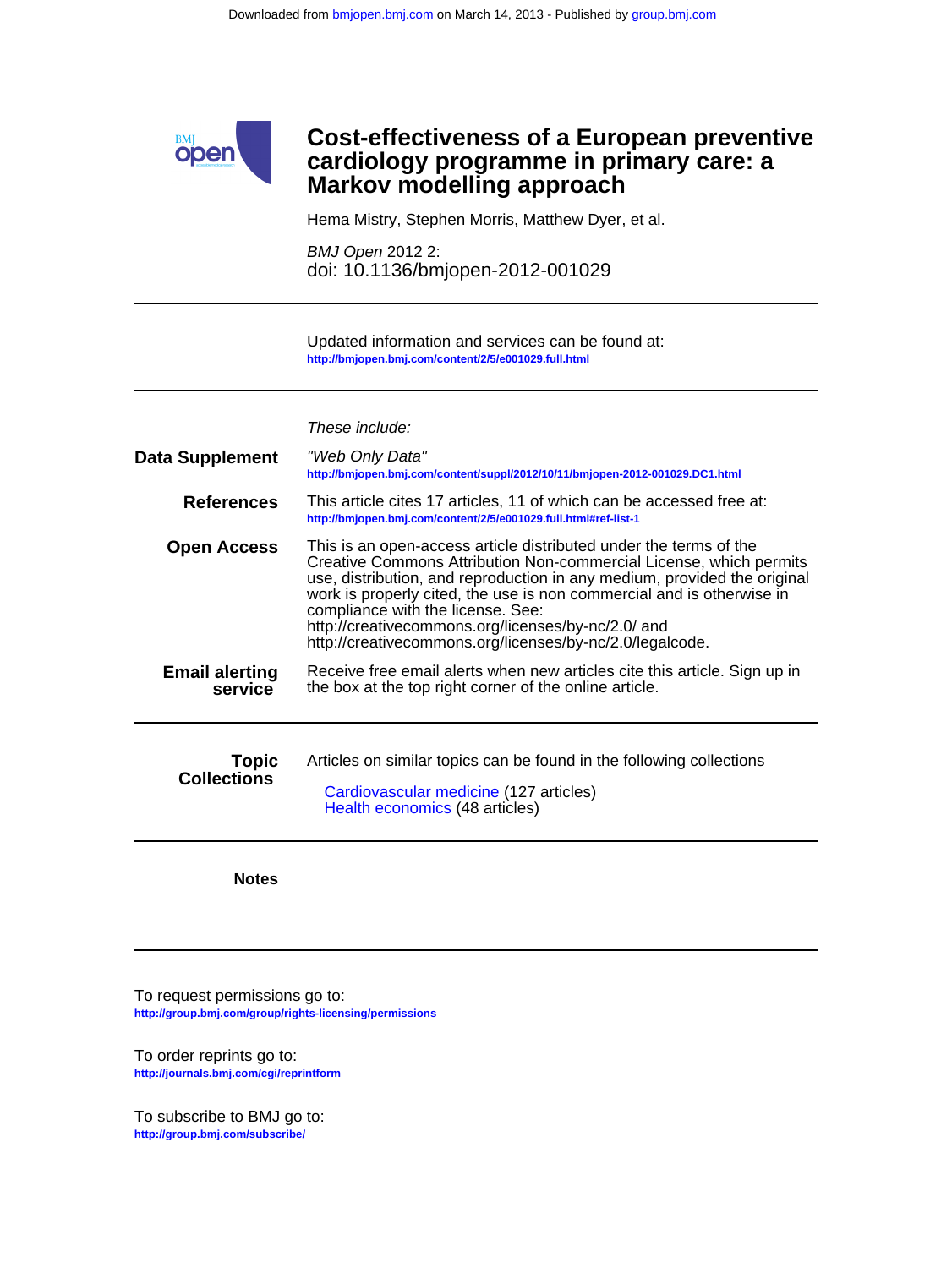# Cost-effectiveness of a European preventive cardiology programme in primary care: a Markov modelling approach

Hema Mistry, Stephen Morris, Matthew Dyer, et al.

*BMJ Open* 2012 2:
doi: 10.1136/bmjopen-2012-001029

Updated information and services can be found at:
http://bmjopen.bmj.com/content/2/5/e001029.full.html

*These include:*

**Data Supplement**
*"Web Only Data"*
http://bmjopen.bmj.com/content/suppl/2012/10/11/bmjopen-2012-001029.DC1.html

**References**
This article cites 17 articles, 11 of which can be accessed free at:
http://bmjopen.bmj.com/content/2/5/e001029.full.html#ref-list-1

**Open Access**
This is an open-access article distributed under the terms of the Creative Commons Attribution Non-commercial License, which permits use, distribution, and reproduction in any medium, provided the original work is properly cited, the use is non commercial and is otherwise in compliance with the license. See: http://creativecommons.org/licenses/by-nc/2.0/ and http://creativecommons.org/licenses/by-nc/2.0/legalcode.

**Email alerting service**
Receive free email alerts when new articles cite this article. Sign up in the box at the top right corner of the online article.

**Topic Collections**
Articles on similar topics can be found in the following collections

- Cardiovascular medicine (127 articles)
- Health economics (48 articles)

**Notes**

To request permissions go to:
http://group.bmj.com/group/rights-licensing/permissions

To order reprints go to:
http://journals.bmj.com/cgi/reprintform

To subscribe to BMJ go to:
http://group.bmj.com/subscribe/